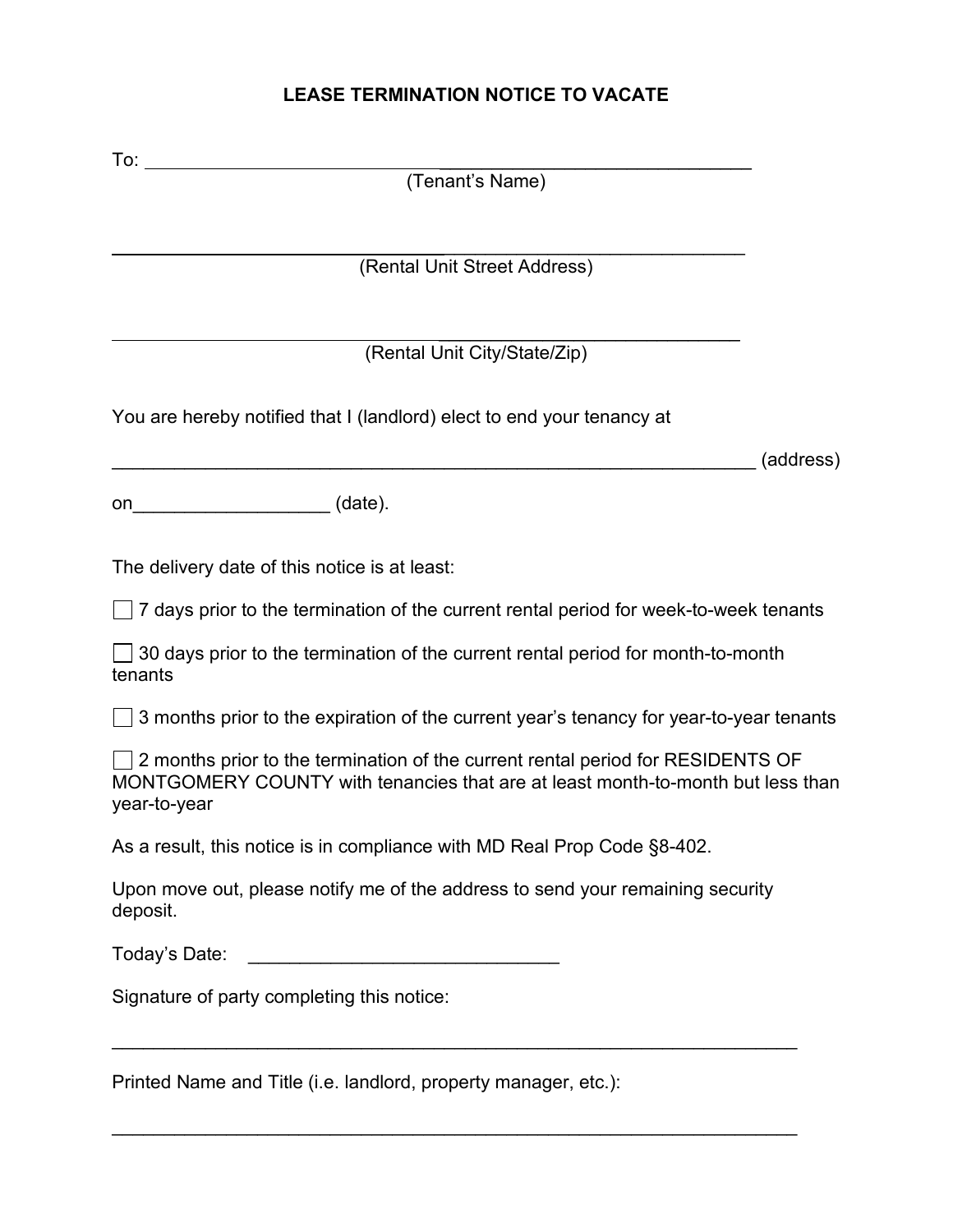# LEASE TERMINATION NOTICE TO VACATE

To: ____________________________________________________________
(Tenant's Name)

____________________________________________________________
(Rental Unit Street Address)

____________________________________________________________
(Rental Unit City/State/Zip)

You are hereby notified that I (landlord) elect to end your tenancy at

______________________________________________________________ (address)

on__________________ (date).

The delivery date of this notice is at least:

☐ 7 days prior to the termination of the current rental period for week-to-week tenants

☐ 30 days prior to the termination of the current rental period for month-to-month tenants

☐ 3 months prior to the expiration of the current year's tenancy for year-to-year tenants

☐ 2 months prior to the termination of the current rental period for RESIDENTS OF MONTGOMERY COUNTY with tenancies that are at least month-to-month but less than year-to-year

As a result, this notice is in compliance with MD Real Prop Code §8-402.

Upon move out, please notify me of the address to send your remaining security deposit.

Today's Date: ______________________________

Signature of party completing this notice:

______________________________________________________________

Printed Name and Title (i.e. landlord, property manager, etc.):

______________________________________________________________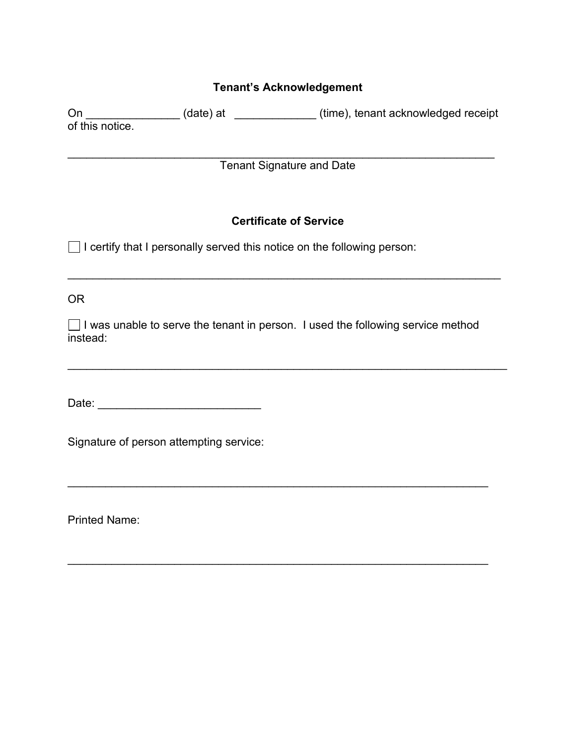## Tenant's Acknowledgement

On _______________ (date) at _____________ (time), tenant acknowledged receipt of this notice.

_________________________________________________________________

Tenant Signature and Date

## Certificate of Service

☐ I certify that I personally served this notice on the following person:

_________________________________________________________________

OR

☐ I was unable to serve the tenant in person. I used the following service method instead:

_________________________________________________________________

Date: __________________________

Signature of person attempting service:

_________________________________________________________________

Printed Name:

_________________________________________________________________